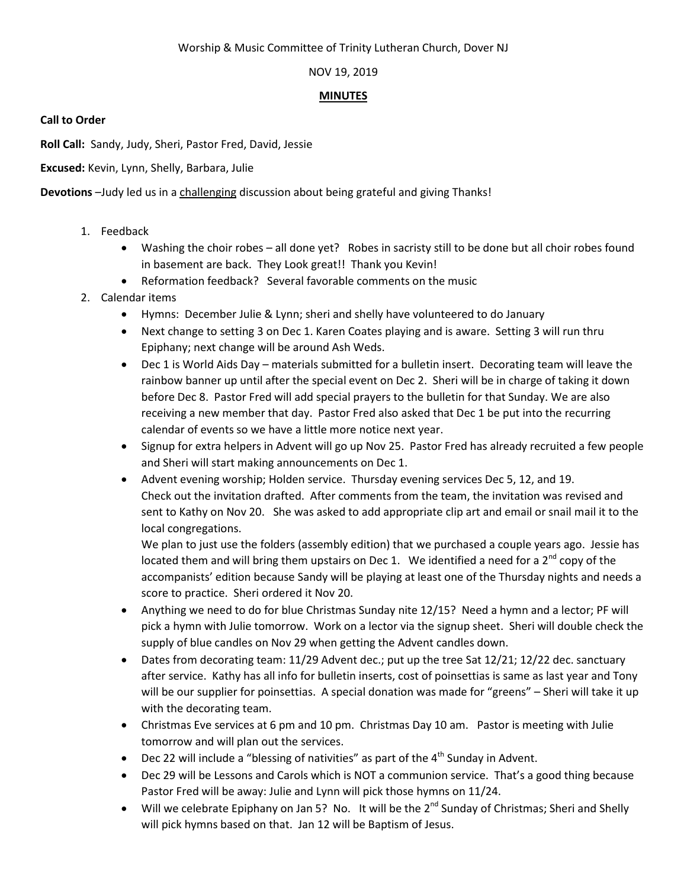Worship & Music Committee of Trinity Lutheran Church, Dover NJ

NOV 19, 2019

**MINUTES**

**Call to Order**

**Roll Call:** Sandy, Judy, Sheri, Pastor Fred, David, Jessie

**Excused:** Kevin, Lynn, Shelly, Barbara, Julie

**Devotions** –Judy led us in a challenging discussion about being grateful and giving Thanks!

1. Feedback
   - Washing the choir robes – all done yet? Robes in sacristy still to be done but all choir robes found in basement are back. They Look great!! Thank you Kevin!
   - Reformation feedback? Several favorable comments on the music
2. Calendar items
   - Hymns: December Julie & Lynn; sheri and shelly have volunteered to do January
   - Next change to setting 3 on Dec 1. Karen Coates playing and is aware. Setting 3 will run thru Epiphany; next change will be around Ash Weds.
   - Dec 1 is World Aids Day – materials submitted for a bulletin insert. Decorating team will leave the rainbow banner up until after the special event on Dec 2. Sheri will be in charge of taking it down before Dec 8. Pastor Fred will add special prayers to the bulletin for that Sunday. We are also receiving a new member that day. Pastor Fred also asked that Dec 1 be put into the recurring calendar of events so we have a little more notice next year.
   - Signup for extra helpers in Advent will go up Nov 25. Pastor Fred has already recruited a few people and Sheri will start making announcements on Dec 1.
   - Advent evening worship; Holden service. Thursday evening services Dec 5, 12, and 19.
     Check out the invitation drafted. After comments from the team, the invitation was revised and sent to Kathy on Nov 20. She was asked to add appropriate clip art and email or snail mail it to the local congregations.
     We plan to just use the folders (assembly edition) that we purchased a couple years ago. Jessie has located them and will bring them upstairs on Dec 1. We identified a need for a 2nd copy of the accompanists' edition because Sandy will be playing at least one of the Thursday nights and needs a score to practice. Sheri ordered it Nov 20.
   - Anything we need to do for blue Christmas Sunday nite 12/15? Need a hymn and a lector; PF will pick a hymn with Julie tomorrow. Work on a lector via the signup sheet. Sheri will double check the supply of blue candles on Nov 29 when getting the Advent candles down.
   - Dates from decorating team: 11/29 Advent dec.; put up the tree Sat 12/21; 12/22 dec. sanctuary after service. Kathy has all info for bulletin inserts, cost of poinsettias is same as last year and Tony will be our supplier for poinsettias. A special donation was made for "greens" – Sheri will take it up with the decorating team.
   - Christmas Eve services at 6 pm and 10 pm. Christmas Day 10 am. Pastor is meeting with Julie tomorrow and will plan out the services.
   - Dec 22 will include a "blessing of nativities" as part of the 4th Sunday in Advent.
   - Dec 29 will be Lessons and Carols which is NOT a communion service. That's a good thing because Pastor Fred will be away: Julie and Lynn will pick those hymns on 11/24.
   - Will we celebrate Epiphany on Jan 5? No. It will be the 2nd Sunday of Christmas; Sheri and Shelly will pick hymns based on that. Jan 12 will be Baptism of Jesus.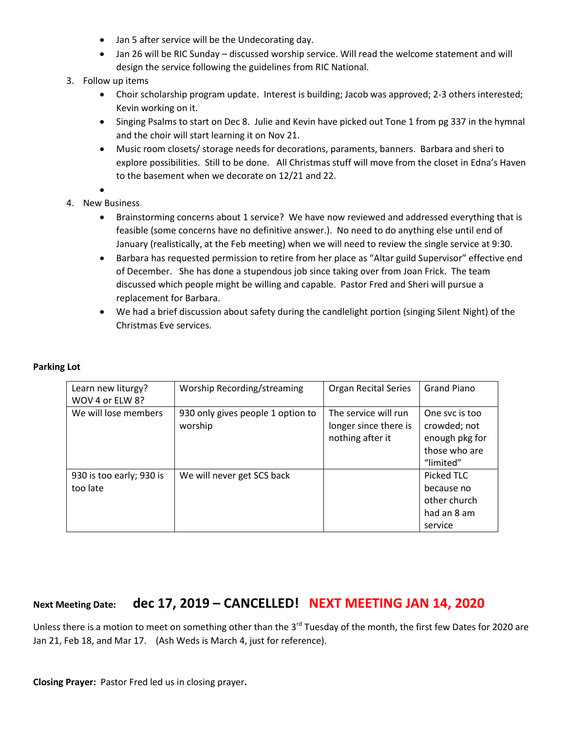- Jan 5 after service will be the Undecorating day.
- Jan 26 will be RIC Sunday – discussed worship service. Will read the welcome statement and will design the service following the guidelines from RIC National.

3. Follow up items
   - Choir scholarship program update. Interest is building; Jacob was approved; 2-3 others interested; Kevin working on it.
   - Singing Psalms to start on Dec 8. Julie and Kevin have picked out Tone 1 from pg 337 in the hymnal and the choir will start learning it on Nov 21.
   - Music room closets/ storage needs for decorations, paraments, banners. Barbara and sheri to explore possibilities. Still to be done. All Christmas stuff will move from the closet in Edna's Haven to the basement when we decorate on 12/21 and 22.
   - 

4. New Business
   - Brainstorming concerns about 1 service? We have now reviewed and addressed everything that is feasible (some concerns have no definitive answer.). No need to do anything else until end of January (realistically, at the Feb meeting) when we will need to review the single service at 9:30.
   - Barbara has requested permission to retire from her place as "Altar guild Supervisor" effective end of December. She has done a stupendous job since taking over from Joan Frick. The team discussed which people might be willing and capable. Pastor Fred and Sheri will pursue a replacement for Barbara.
   - We had a brief discussion about safety during the candlelight portion (singing Silent Night) of the Christmas Eve services.

**Parking Lot**

| | | | |
|---|---|---|---|
| Learn new liturgy? WOV 4 or ELW 8? | Worship Recording/streaming | Organ Recital Series | Grand Piano |
| We will lose members | 930 only gives people 1 option to worship | The service will run longer since there is nothing after it | One svc is too crowded; not enough pkg for those who are "limited" |
| 930 is too early; 930 is too late | We will never get SCS back | | Picked TLC because no other church had an 8 am service |

**Next Meeting Date:** **dec 17, 2019 – CANCELLED!** **NEXT MEETING JAN 14, 2020**

Unless there is a motion to meet on something other than the 3rd Tuesday of the month, the first few Dates for 2020 are Jan 21, Feb 18, and Mar 17. (Ash Weds is March 4, just for reference).

**Closing Prayer:** Pastor Fred led us in closing prayer.